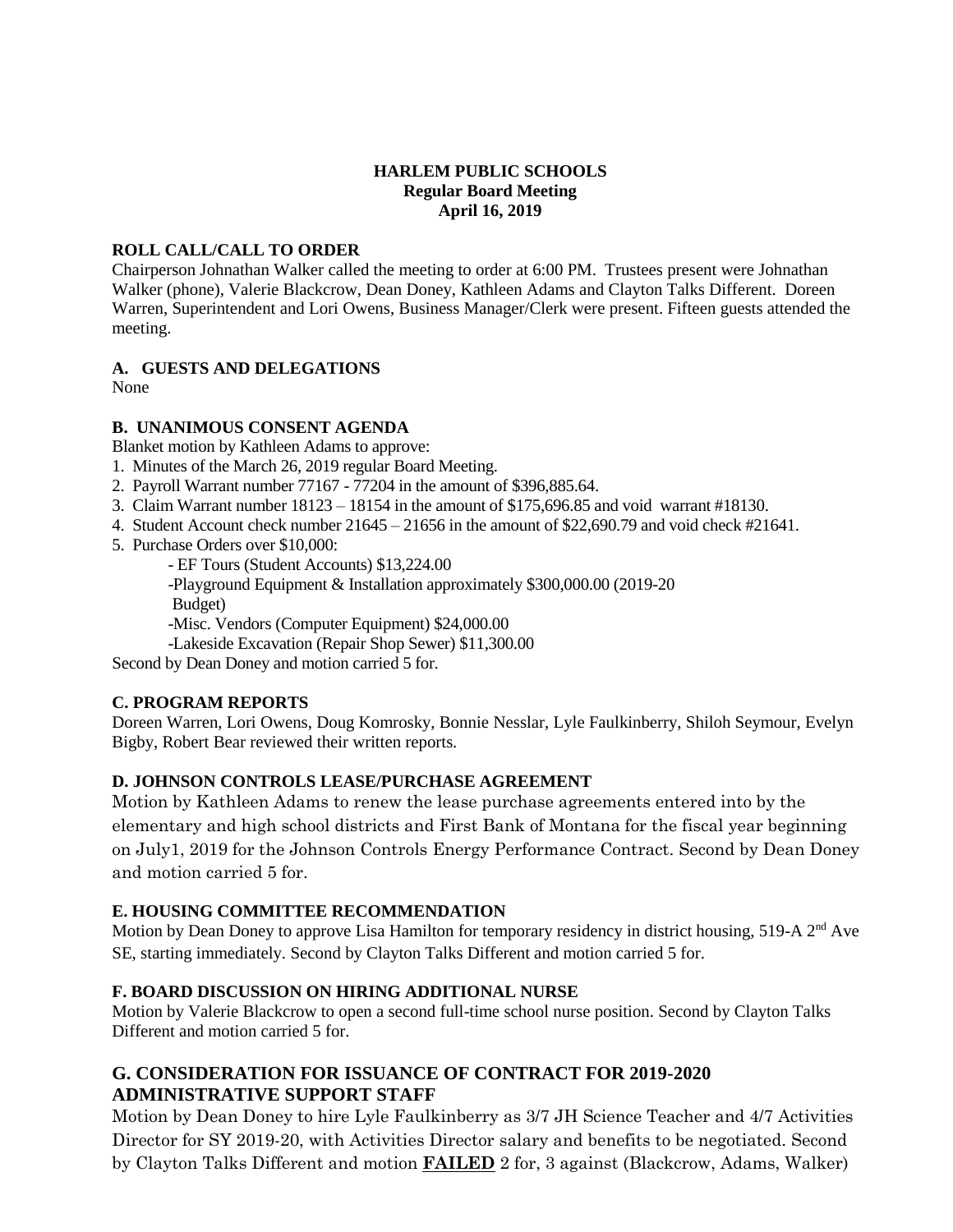**HARLEM PUBLIC SCHOOLS**
**Regular Board Meeting**
**April 16, 2019**

**ROLL CALL/CALL TO ORDER**

Chairperson Johnathan Walker called the meeting to order at 6:00 PM. Trustees present were Johnathan Walker (phone), Valerie Blackcrow, Dean Doney, Kathleen Adams and Clayton Talks Different. Doreen Warren, Superintendent and Lori Owens, Business Manager/Clerk were present. Fifteen guests attended the meeting.

**A. GUESTS AND DELEGATIONS**

None

**B. UNANIMOUS CONSENT AGENDA**

Blanket motion by Kathleen Adams to approve:

1. Minutes of the March 26, 2019 regular Board Meeting.
2. Payroll Warrant number 77167 - 77204 in the amount of $396,885.64.
3. Claim Warrant number 18123 – 18154 in the amount of $175,696.85 and void warrant #18130.
4. Student Account check number 21645 – 21656 in the amount of $22,690.79 and void check #21641.
5. Purchase Orders over $10,000:
   - EF Tours (Student Accounts) $13,224.00
   - Playground Equipment & Installation approximately $300,000.00 (2019-20 Budget)
   - Misc. Vendors (Computer Equipment) $24,000.00
   - Lakeside Excavation (Repair Shop Sewer) $11,300.00

Second by Dean Doney and motion carried 5 for.

**C. PROGRAM REPORTS**

Doreen Warren, Lori Owens, Doug Komrosky, Bonnie Nesslar, Lyle Faulkinberry, Shiloh Seymour, Evelyn Bigby, Robert Bear reviewed their written reports.

**D. JOHNSON CONTROLS LEASE/PURCHASE AGREEMENT**

Motion by Kathleen Adams to renew the lease purchase agreements entered into by the elementary and high school districts and First Bank of Montana for the fiscal year beginning on July1, 2019 for the Johnson Controls Energy Performance Contract. Second by Dean Doney and motion carried 5 for.

**E. HOUSING COMMITTEE RECOMMENDATION**

Motion by Dean Doney to approve Lisa Hamilton for temporary residency in district housing, 519-A 2nd Ave SE, starting immediately. Second by Clayton Talks Different and motion carried 5 for.

**F. BOARD DISCUSSION ON HIRING ADDITIONAL NURSE**

Motion by Valerie Blackcrow to open a second full-time school nurse position. Second by Clayton Talks Different and motion carried 5 for.

**G. CONSIDERATION FOR ISSUANCE OF CONTRACT FOR 2019-2020 ADMINISTRATIVE SUPPORT STAFF**

Motion by Dean Doney to hire Lyle Faulkinberry as 3/7 JH Science Teacher and 4/7 Activities Director for SY 2019-20, with Activities Director salary and benefits to be negotiated. Second by Clayton Talks Different and motion **FAILED** 2 for, 3 against (Blackcrow, Adams, Walker)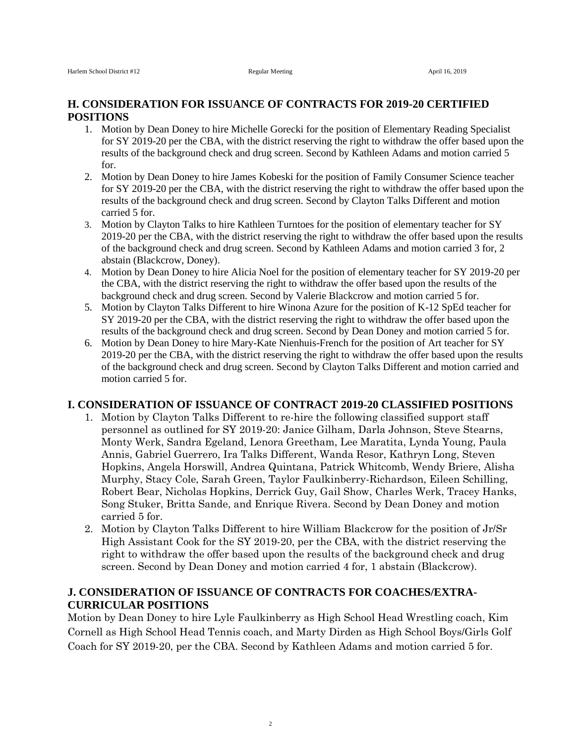## H. CONSIDERATION FOR ISSUANCE OF CONTRACTS FOR 2019-20 CERTIFIED POSITIONS

1. Motion by Dean Doney to hire Michelle Gorecki for the position of Elementary Reading Specialist for SY 2019-20 per the CBA, with the district reserving the right to withdraw the offer based upon the results of the background check and drug screen. Second by Kathleen Adams and motion carried 5 for.
2. Motion by Dean Doney to hire James Kobeski for the position of Family Consumer Science teacher for SY 2019-20 per the CBA, with the district reserving the right to withdraw the offer based upon the results of the background check and drug screen. Second by Clayton Talks Different and motion carried 5 for.
3. Motion by Clayton Talks to hire Kathleen Turntoes for the position of elementary teacher for SY 2019-20 per the CBA, with the district reserving the right to withdraw the offer based upon the results of the background check and drug screen. Second by Kathleen Adams and motion carried 3 for, 2 abstain (Blackcrow, Doney).
4. Motion by Dean Doney to hire Alicia Noel for the position of elementary teacher for SY 2019-20 per the CBA, with the district reserving the right to withdraw the offer based upon the results of the background check and drug screen. Second by Valerie Blackcrow and motion carried 5 for.
5. Motion by Clayton Talks Different to hire Winona Azure for the position of K-12 SpEd teacher for SY 2019-20 per the CBA, with the district reserving the right to withdraw the offer based upon the results of the background check and drug screen. Second by Dean Doney and motion carried 5 for.
6. Motion by Dean Doney to hire Mary-Kate Nienhuis-French for the position of Art teacher for SY 2019-20 per the CBA, with the district reserving the right to withdraw the offer based upon the results of the background check and drug screen. Second by Clayton Talks Different and motion carried and motion carried 5 for.

## I. CONSIDERATION OF ISSUANCE OF CONTRACT 2019-20 CLASSIFIED POSITIONS

1. Motion by Clayton Talks Different to re-hire the following classified support staff personnel as outlined for SY 2019-20: Janice Gilham, Darla Johnson, Steve Stearns, Monty Werk, Sandra Egeland, Lenora Greetham, Lee Maratita, Lynda Young, Paula Annis, Gabriel Guerrero, Ira Talks Different, Wanda Resor, Kathryn Long, Steven Hopkins, Angela Horswill, Andrea Quintana, Patrick Whitcomb, Wendy Briere, Alisha Murphy, Stacy Cole, Sarah Green, Taylor Faulkinberry-Richardson, Eileen Schilling, Robert Bear, Nicholas Hopkins, Derrick Guy, Gail Show, Charles Werk, Tracey Hanks, Song Stuker, Britta Sande, and Enrique Rivera. Second by Dean Doney and motion carried 5 for.
2. Motion by Clayton Talks Different to hire William Blackcrow for the position of Jr/Sr High Assistant Cook for the SY 2019-20, per the CBA, with the district reserving the right to withdraw the offer based upon the results of the background check and drug screen. Second by Dean Doney and motion carried 4 for, 1 abstain (Blackcrow).

## J. CONSIDERATION OF ISSUANCE OF CONTRACTS FOR COACHES/EXTRA-CURRICULAR POSITIONS

Motion by Dean Doney to hire Lyle Faulkinberry as High School Head Wrestling coach, Kim Cornell as High School Head Tennis coach, and Marty Dirden as High School Boys/Girls Golf Coach for SY 2019-20, per the CBA. Second by Kathleen Adams and motion carried 5 for.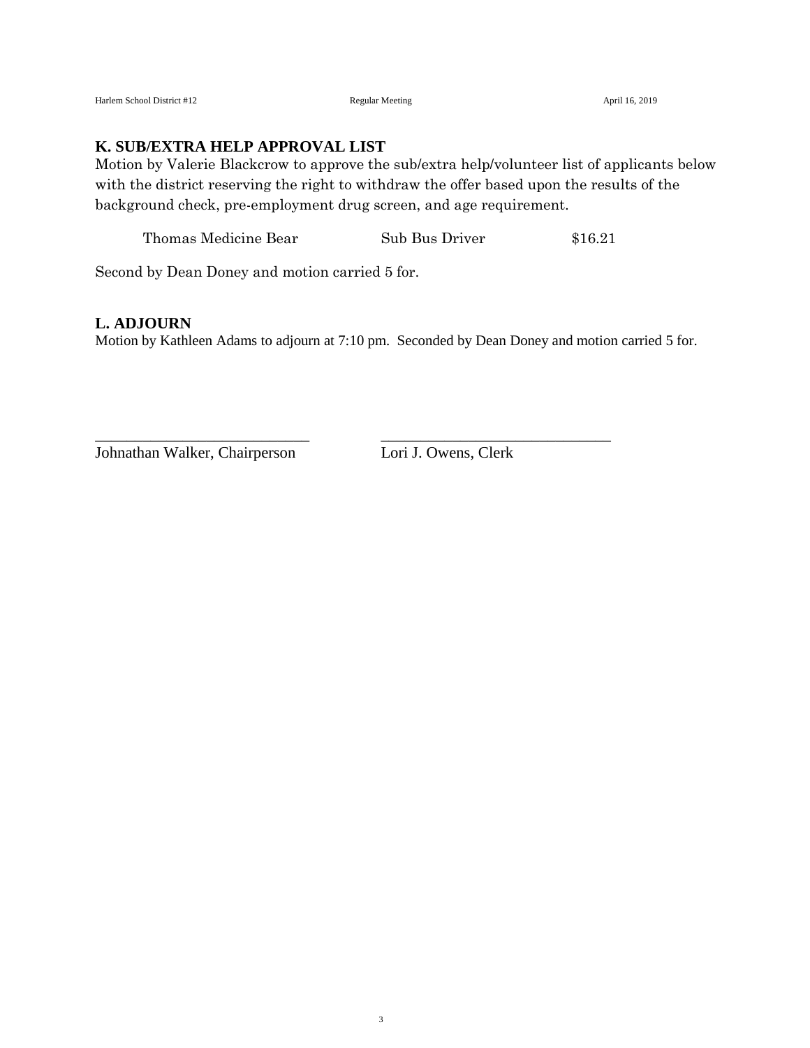## K. SUB/EXTRA HELP APPROVAL LIST

Motion by Valerie Blackcrow to approve the sub/extra help/volunteer list of applicants below with the district reserving the right to withdraw the offer based upon the results of the background check, pre-employment drug screen, and age requirement.

| | | |
|---|---|---|
| Thomas Medicine Bear | Sub Bus Driver | $16.21 |

Second by Dean Doney and motion carried 5 for.

## L. ADJOURN

Motion by Kathleen Adams to adjourn at 7:10 pm. Seconded by Dean Doney and motion carried 5 for.

\_\_\_\_\_\_\_\_\_\_\_\_\_\_\_\_\_\_\_\_\_\_\_\_\_\_\_\_ \_\_\_\_\_\_\_\_\_\_\_\_\_\_\_\_\_\_\_\_\_\_\_\_\_\_\_\_\_\_

Johnathan Walker, Chairperson Lori J. Owens, Clerk